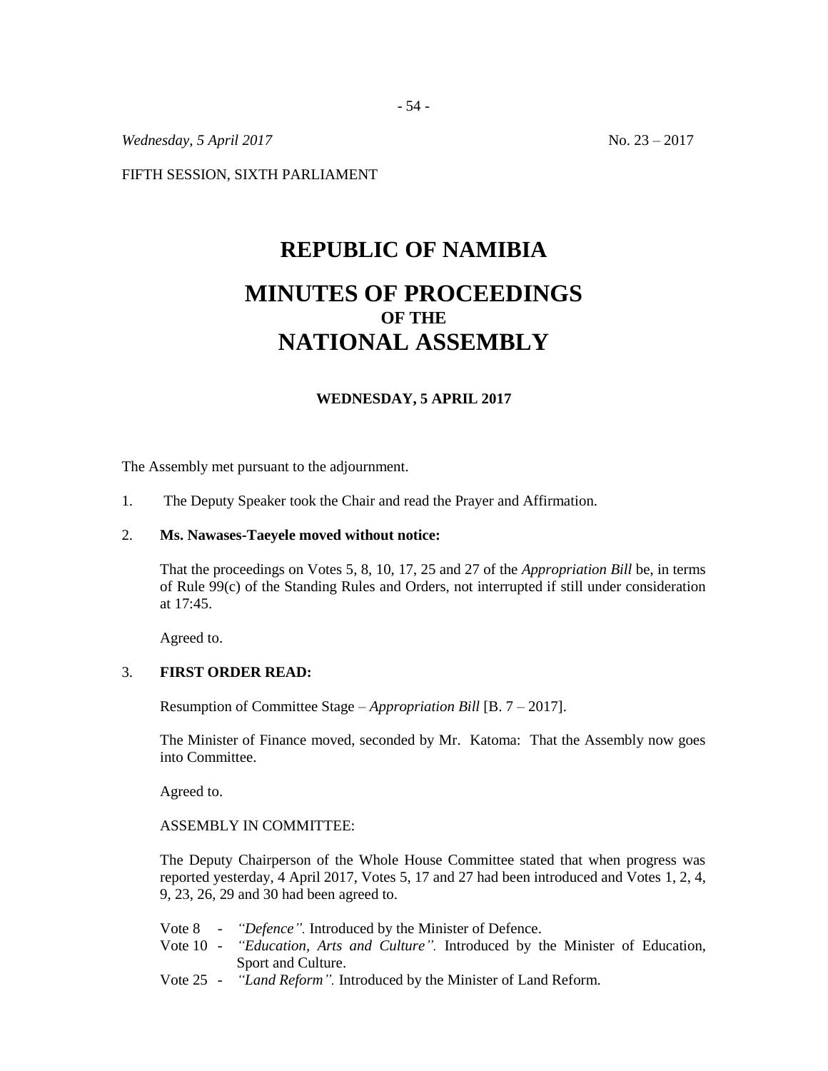*Wednesday, 5 April 2017* No. 23 – 2017

FIFTH SESSION, SIXTH PARLIAMENT

# REPUBLIC OF NAMIBIA

# MINUTES OF PROCEEDINGS
## OF THE
# NATIONAL ASSEMBLY

**WEDNESDAY, 5 APRIL 2017**

The Assembly met pursuant to the adjournment.

1. The Deputy Speaker took the Chair and read the Prayer and Affirmation.

2. **Ms. Nawases-Taeyele moved without notice:**

   That the proceedings on Votes 5, 8, 10, 17, 25 and 27 of the *Appropriation Bill* be, in terms of Rule 99(c) of the Standing Rules and Orders, not interrupted if still under consideration at 17:45.

   Agreed to.

3. **FIRST ORDER READ:**

   Resumption of Committee Stage – *Appropriation Bill* [B. 7 – 2017].

   The Minister of Finance moved, seconded by Mr. Katoma: That the Assembly now goes into Committee.

   Agreed to.

   ASSEMBLY IN COMMITTEE:

   The Deputy Chairperson of the Whole House Committee stated that when progress was reported yesterday, 4 April 2017, Votes 5, 17 and 27 had been introduced and Votes 1, 2, 4, 9, 23, 26, 29 and 30 had been agreed to.

   Vote 8 - *"Defence".* Introduced by the Minister of Defence.
   Vote 10 - *"Education, Arts and Culture".* Introduced by the Minister of Education, Sport and Culture.
   Vote 25 - *"Land Reform".* Introduced by the Minister of Land Reform.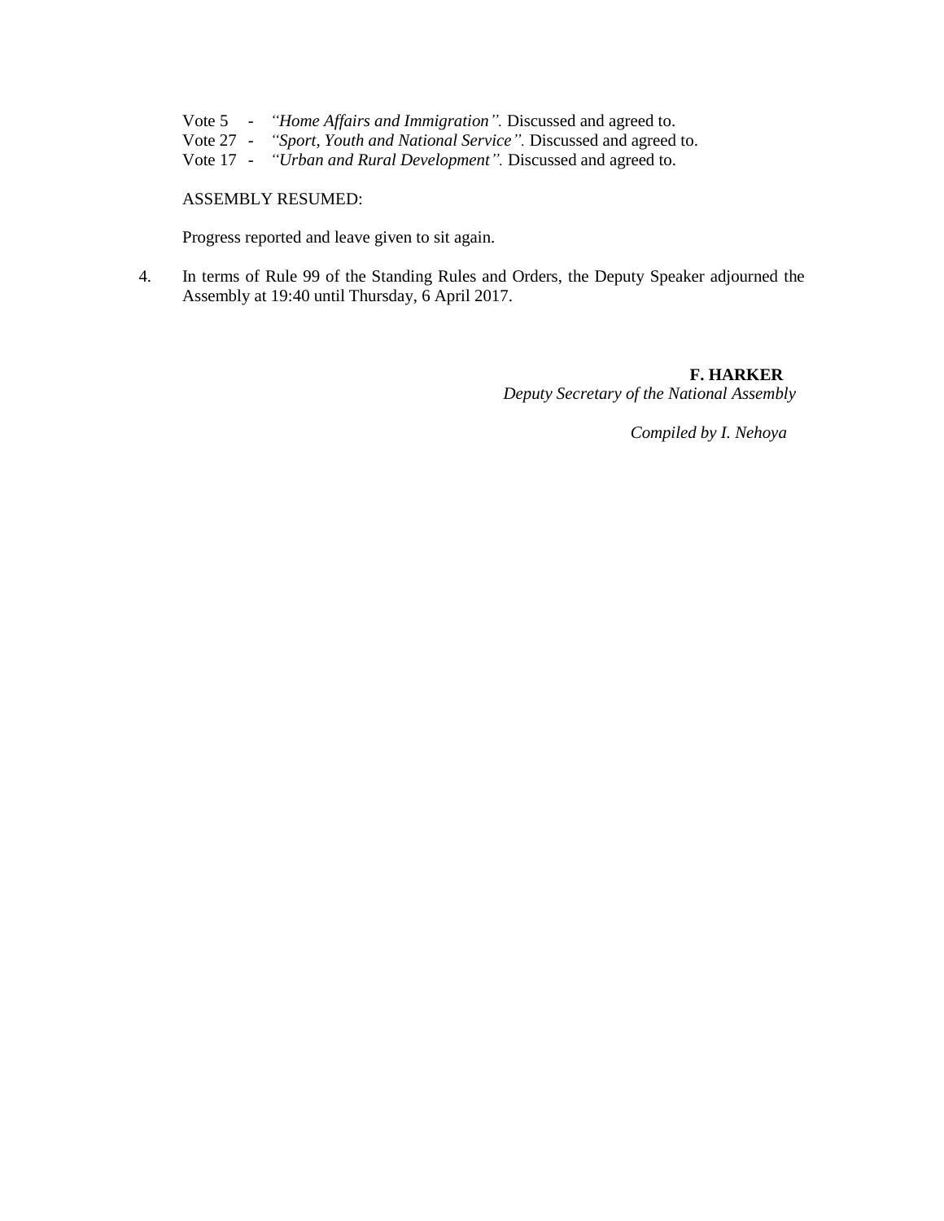Vote 5 - *"Home Affairs and Immigration".* Discussed and agreed to.
Vote 27 - *"Sport, Youth and National Service".* Discussed and agreed to.
Vote 17 - *"Urban and Rural Development".* Discussed and agreed to.

ASSEMBLY RESUMED:

Progress reported and leave given to sit again.

4. In terms of Rule 99 of the Standing Rules and Orders, the Deputy Speaker adjourned the Assembly at 19:40 until Thursday, 6 April 2017.

**F. HARKER**
*Deputy Secretary of the National Assembly*

*Compiled by I. Nehoya*